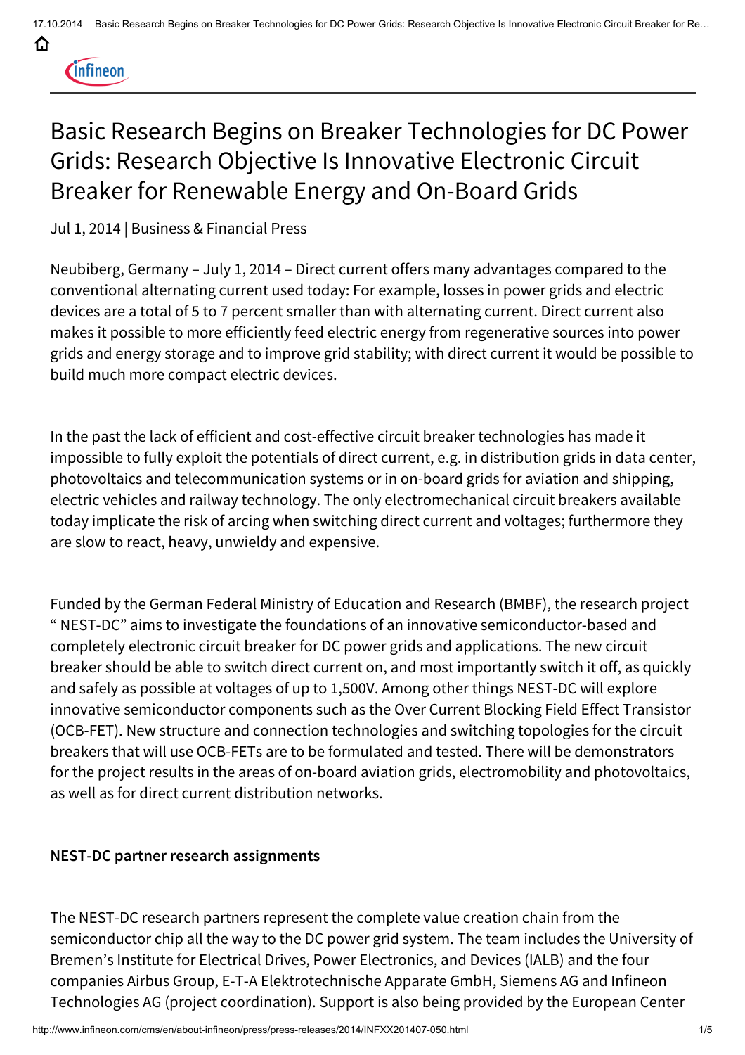# Basic Research Begins on Breaker Technologies for DC Power Grids: Research Objective Is Innovative Electronic Circuit Breaker for Renewable Energy and On-Board Grids

Jul 1, 2014 | Business & Financial Press

Neubiberg, Germany – July 1, 2014 – Direct current offers many advantages compared to the conventional alternating current used today: For example, losses in power grids and electric devices are a total of 5 to 7 percent smaller than with alternating current. Direct current also makes it possible to more efficiently feed electric energy from regenerative sources into power grids and energy storage and to improve grid stability; with direct current it would be possible to build much more compact electric devices.

In the past the lack of efficient and cost-effective circuit breaker technologies has made it impossible to fully exploit the potentials of direct current, e.g. in distribution grids in data center, photovoltaics and telecommunication systems or in on-board grids for aviation and shipping, electric vehicles and railway technology. The only electromechanical circuit breakers available today implicate the risk of arcing when switching direct current and voltages; furthermore they are slow to react, heavy, unwieldy and expensive.

Funded by the German Federal Ministry of Education and Research (BMBF), the research project " NEST-DC" aims to investigate the foundations of an innovative semiconductor-based and completely electronic circuit breaker for DC power grids and applications. The new circuit breaker should be able to switch direct current on, and most importantly switch it off, as quickly and safely as possible at voltages of up to 1,500V. Among other things NEST-DC will explore innovative semiconductor components such as the Over Current Blocking Field Effect Transistor (OCB-FET). New structure and connection technologies and switching topologies for the circuit breakers that will use OCB-FETs are to be formulated and tested. There will be demonstrators for the project results in the areas of on-board aviation grids, electromobility and photovoltaics, as well as for direct current distribution networks.

### NEST-DC partner research assignments

The NEST-DC research partners represent the complete value creation chain from the semiconductor chip all the way to the DC power grid system. The team includes the University of Bremen's Institute for Electrical Drives, Power Electronics, and Devices (IALB) and the four companies Airbus Group, E-T-A Elektrotechnische Apparate GmbH, Siemens AG and Infineon Technologies AG (project coordination). Support is also being provided by the European Center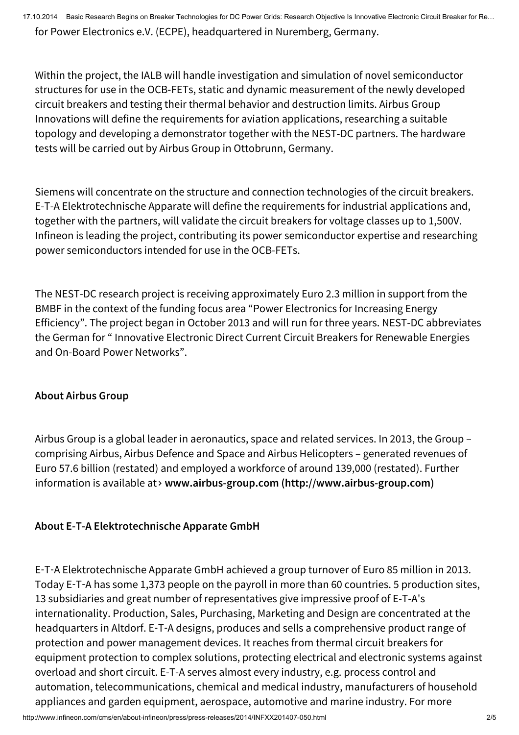for Power Electronics e.V. (ECPE), headquartered in Nuremberg, Germany.

Within the project, the IALB will handle investigation and simulation of novel semiconductor structures for use in the OCB-FETs, static and dynamic measurement of the newly developed circuit breakers and testing their thermal behavior and destruction limits. Airbus Group Innovations will define the requirements for aviation applications, researching a suitable topology and developing a demonstrator together with the NEST-DC partners. The hardware tests will be carried out by Airbus Group in Ottobrunn, Germany.

Siemens will concentrate on the structure and connection technologies of the circuit breakers. E-T-A Elektrotechnische Apparate will define the requirements for industrial applications and, together with the partners, will validate the circuit breakers for voltage classes up to 1,500V. Infineon is leading the project, contributing its power semiconductor expertise and researching power semiconductors intended for use in the OCB-FETs.

The NEST-DC research project is receiving approximately Euro 2.3 million in support from the BMBF in the context of the funding focus area “Power Electronics for Increasing Energy Efficiency”. The project began in October 2013 and will run for three years. NEST-DC abbreviates the German for “ Innovative Electronic Direct Current Circuit Breakers for Renewable Energies and On-Board Power Networks”.

**About Airbus Group**

Airbus Group is a global leader in aeronautics, space and related services. In 2013, the Group – comprising Airbus, Airbus Defence and Space and Airbus Helicopters – generated revenues of Euro 57.6 billion (restated) and employed a workforce of around 139,000 (restated). Further information is available at› **www.airbus-group.com (http://www.airbus-group.com)**

**About E-T-A Elektrotechnische Apparate GmbH**

E-T-A Elektrotechnische Apparate GmbH achieved a group turnover of Euro 85 million in 2013. Today E-T-A has some 1,373 people on the payroll in more than 60 countries. 5 production sites, 13 subsidiaries and great number of representatives give impressive proof of E-T-A's internationality. Production, Sales, Purchasing, Marketing and Design are concentrated at the headquarters in Altdorf. E-T-A designs, produces and sells a comprehensive product range of protection and power management devices. It reaches from thermal circuit breakers for equipment protection to complex solutions, protecting electrical and electronic systems against overload and short circuit. E-T-A serves almost every industry, e.g. process control and automation, telecommunications, chemical and medical industry, manufacturers of household appliances and garden equipment, aerospace, automotive and marine industry. For more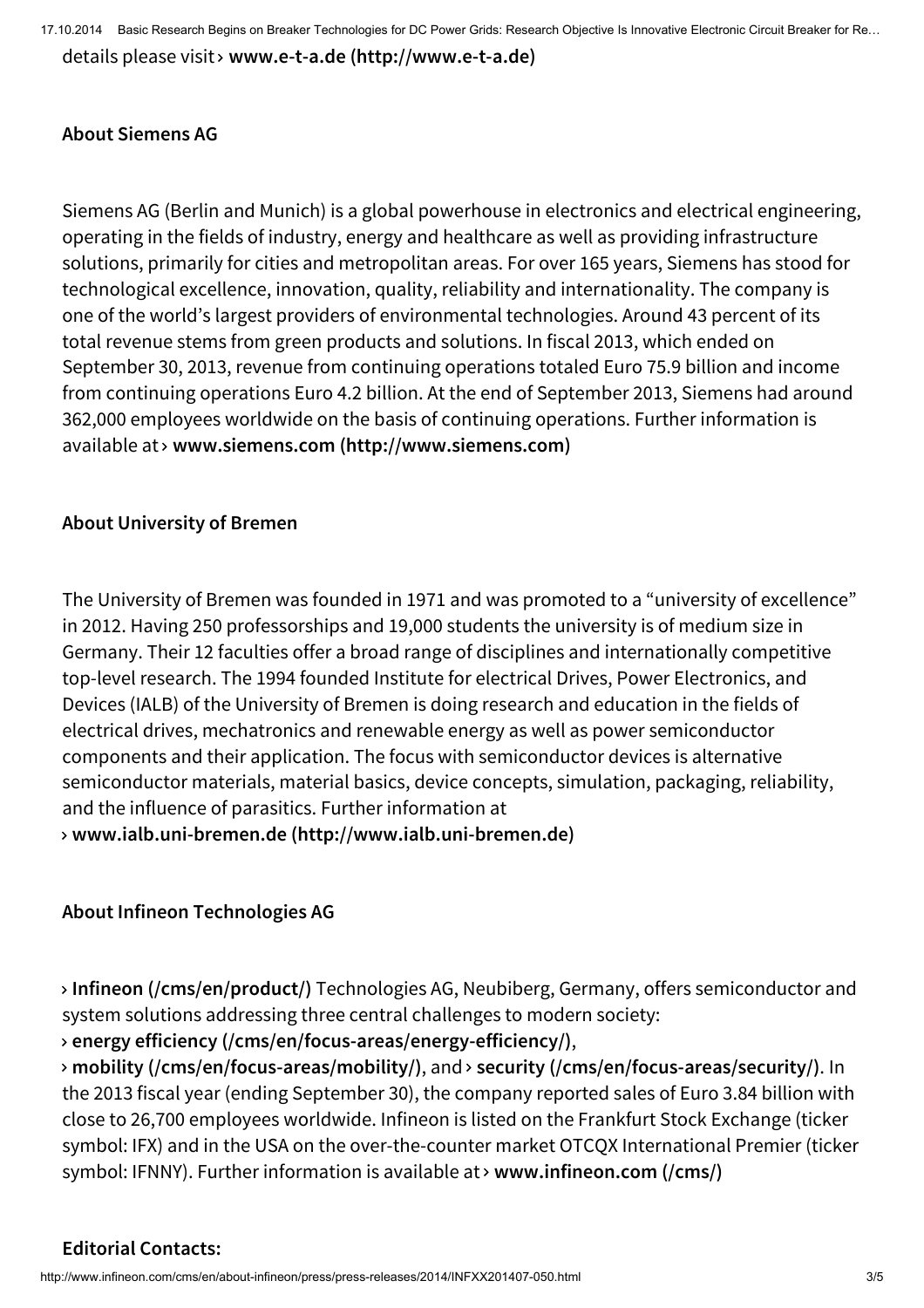details please visit › **www.e-t-a.de (http://www.e-t-a.de)**

### About Siemens AG

Siemens AG (Berlin and Munich) is a global powerhouse in electronics and electrical engineering, operating in the fields of industry, energy and healthcare as well as providing infrastructure solutions, primarily for cities and metropolitan areas. For over 165 years, Siemens has stood for technological excellence, innovation, quality, reliability and internationality. The company is one of the world's largest providers of environmental technologies. Around 43 percent of its total revenue stems from green products and solutions. In fiscal 2013, which ended on September 30, 2013, revenue from continuing operations totaled Euro 75.9 billion and income from continuing operations Euro 4.2 billion. At the end of September 2013, Siemens had around 362,000 employees worldwide on the basis of continuing operations. Further information is available at › **www.siemens.com (http://www.siemens.com)**

### About University of Bremen

The University of Bremen was founded in 1971 and was promoted to a "university of excellence" in 2012. Having 250 professorships and 19,000 students the university is of medium size in Germany. Their 12 faculties offer a broad range of disciplines and internationally competitive top-level research. The 1994 founded Institute for electrical Drives, Power Electronics, and Devices (IALB) of the University of Bremen is doing research and education in the fields of electrical drives, mechatronics and renewable energy as well as power semiconductor components and their application. The focus with semiconductor devices is alternative semiconductor materials, material basics, device concepts, simulation, packaging, reliability, and the influence of parasitics. Further information at
› **www.ialb.uni-bremen.de (http://www.ialb.uni-bremen.de)**

### About Infineon Technologies AG

› **Infineon (/cms/en/product/)** Technologies AG, Neubiberg, Germany, offers semiconductor and system solutions addressing three central challenges to modern society:
› **energy efficiency (/cms/en/focus-areas/energy-efficiency/)**,
› **mobility (/cms/en/focus-areas/mobility/)**, and › **security (/cms/en/focus-areas/security/)**. In the 2013 fiscal year (ending September 30), the company reported sales of Euro 3.84 billion with close to 26,700 employees worldwide. Infineon is listed on the Frankfurt Stock Exchange (ticker symbol: IFX) and in the USA on the over-the-counter market OTCQX International Premier (ticker symbol: IFNNY). Further information is available at › **www.infineon.com (/cms/)**

### Editorial Contacts: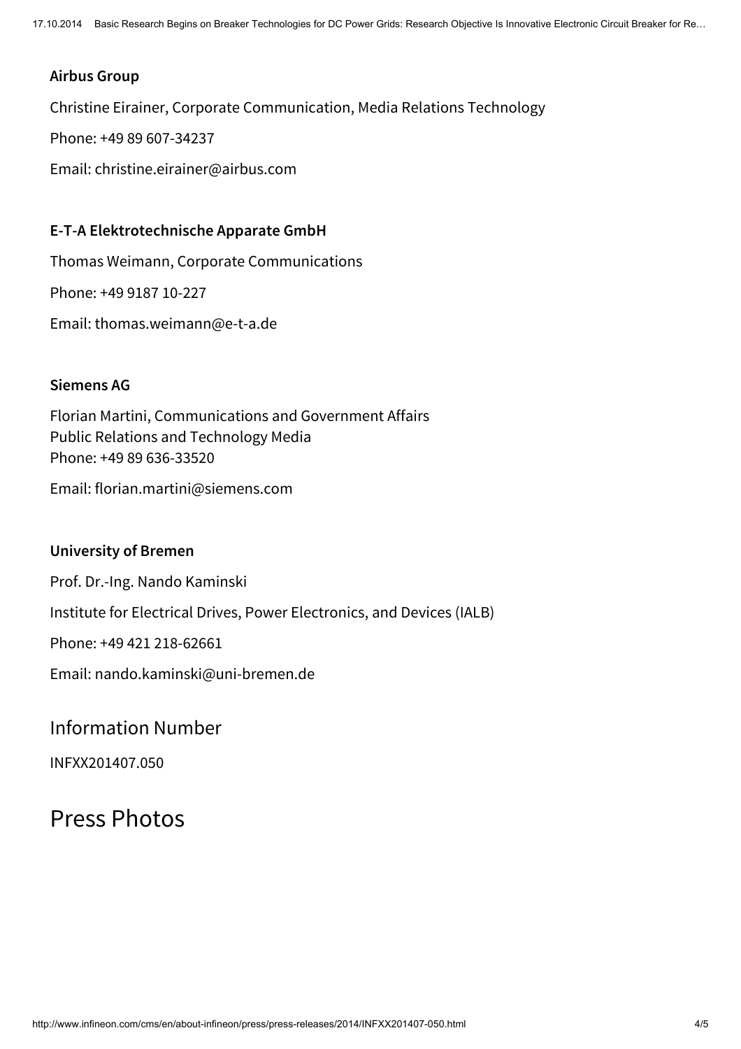**Airbus Group**

Christine Eirainer, Corporate Communication, Media Relations Technology

Phone: +49 89 607-34237

Email: christine.eirainer@airbus.com

**E-T-A Elektrotechnische Apparate GmbH**

Thomas Weimann, Corporate Communications

Phone: +49 9187 10-227

Email: thomas.weimann@e-t-a.de

**Siemens AG**

Florian Martini, Communications and Government Affairs
Public Relations and Technology Media
Phone: +49 89 636-33520

Email: florian.martini@siemens.com

**University of Bremen**

Prof. Dr.-Ing. Nando Kaminski

Institute for Electrical Drives, Power Electronics, and Devices (IALB)

Phone: +49 421 218-62661

Email: nando.kaminski@uni-bremen.de

## Information Number

INFXX201407.050

# Press Photos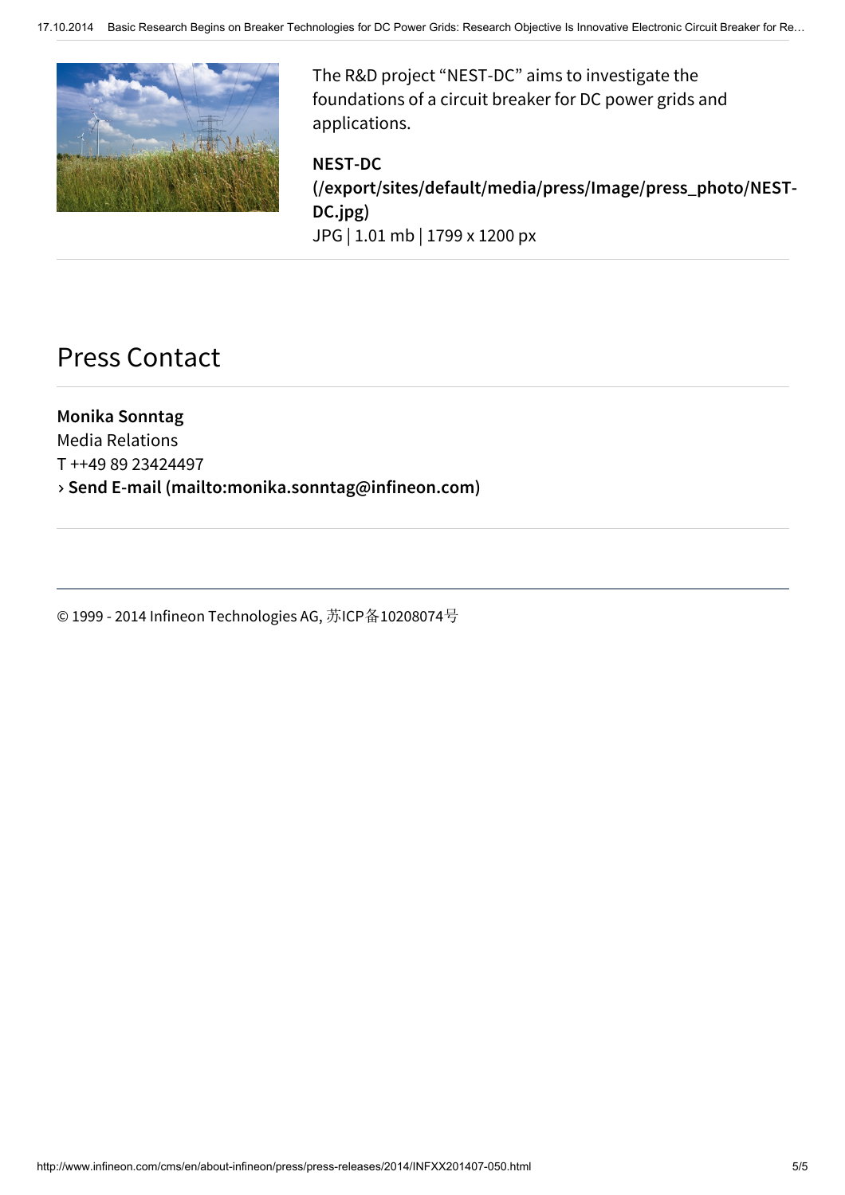The R&D project “NEST-DC” aims to investigate the foundations of a circuit breaker for DC power grids and applications.

**NEST-DC (/export/sites/default/media/press/Image/press_photo/NEST-DC.jpg)**
JPG | 1.01 mb | 1799 x 1200 px

## Press Contact

**Monika Sonntag**
Media Relations
T ++49 89 23424497
› **Send E-mail (mailto:monika.sonntag@infineon.com)**

© 1999 - 2014 Infineon Technologies AG, 苏ICP备10208074号